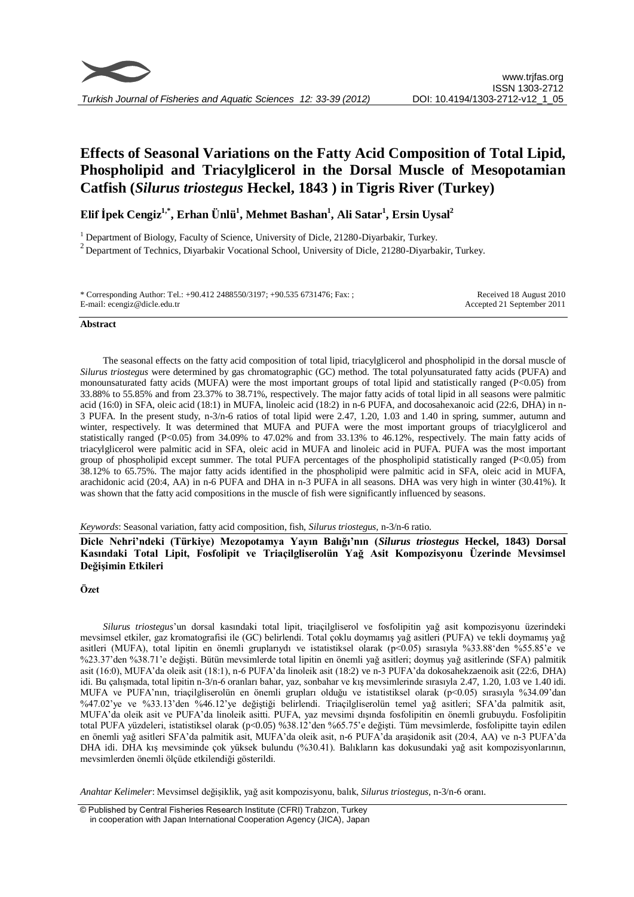# Effects of Seasonal Variations on the Fatty Acid Composition of Total Lipid, Phospholipid and Triacylglicerol in the Dorsal Muscle of Mesopotamian Catfish (*Silurus triostegus* Heckel, 1843 ) in Tigris River (Turkey)

**Elif İpek Cengiz[1,*], Erhan Ünlü[1], Mehmet Bashan[1], Ali Satar[1], Ersin Uysal[2]**

[1] Department of Biology, Faculty of Science, University of Dicle, 21280-Diyarbakir, Turkey.

[2] Department of Technics, Diyarbakir Vocational School, University of Dicle, 21280-Diyarbakir, Turkey.

\* Corresponding Author: Tel.: +90.412 2488550/3197; +90.535 6731476; Fax: ;
E-mail: ecengiz@dicle.edu.tr

Received 18 August 2010
Accepted 21 September 2011

## Abstract

The seasonal effects on the fatty acid composition of total lipid, triacylglicerol and phospholipid in the dorsal muscle of *Silurus triostegus* were determined by gas chromatographic (GC) method. The total polyunsaturated fatty acids (PUFA) and monounsaturated fatty acids (MUFA) were the most important groups of total lipid and statistically ranged ($P<0.05$) from 33.88% to 55.85% and from 23.37% to 38.71%, respectively. The major fatty acids of total lipid in all seasons were palmitic acid (16:0) in SFA, oleic acid (18:1) in MUFA, linoleic acid (18:2) in n-6 PUFA, and docosahexanoic acid (22:6, DHA) in n-3 PUFA. In the present study, n-3/n-6 ratios of total lipid were 2.47, 1.20, 1.03 and 1.40 in spring, summer, autumn and winter, respectively. It was determined that MUFA and PUFA were the most important groups of triacylglicerol and statistically ranged ($P<0.05$) from 34.09% to 47.02% and from 33.13% to 46.12%, respectively. The main fatty acids of triacylglicerol were palmitic acid in SFA, oleic acid in MUFA and linoleic acid in PUFA. PUFA was the most important group of phospholipid except summer. The total PUFA percentages of the phospholipid statistically ranged ($P<0.05$) from 38.12% to 65.75%. The major fatty acids identified in the phospholipid were palmitic acid in SFA, oleic acid in MUFA, arachidonic acid (20:4, AA) in n-6 PUFA and DHA in n-3 PUFA in all seasons. DHA was very high in winter (30.41%). It was shown that the fatty acid compositions in the muscle of fish were significantly influenced by seasons.

*Keywords*: Seasonal variation, fatty acid composition, fish, *Silurus triostegus*, n-3/n-6 ratio.

**Dicle Nehri'ndeki (Türkiye) Mezopotamya Yayın Balığı'nın (*Silurus triostegus* Heckel, 1843) Dorsal Kasındaki Total Lipit, Fosfolipit ve Triaçilgliserolün Yağ Asit Kompozisyonu Üzerinde Mevsimsel Değişimin Etkileri**

## Özet

*Silurus triostegus*'un dorsal kasındaki total lipit, triaçilgliserol ve fosfolipitin yağ asit kompozisyonu üzerindeki mevsimsel etkiler, gaz kromatografisi ile (GC) belirlendi. Total çoklu doymamış yağ asitleri (PUFA) ve tekli doymamış yağ asitleri (MUFA), total lipitin en önemli gruplarıydı ve istatistiksel olarak ($p<0.05$) sırasıyla %33.88'den %55.85'e ve %23.37'den %38.71'e değişti. Bütün mevsimlerde total lipitin en önemli yağ asitleri; doymuş yağ asitlerinde (SFA) palmitik asit (16:0), MUFA'da oleik asit (18:1), n-6 PUFA'da linoleik asit (18:2) ve n-3 PUFA'da dokosahekzaenoik asit (22:6, DHA) idi. Bu çalışmada, total lipitin n-3/n-6 oranları bahar, yaz, sonbahar ve kış mevsimlerinde sırasıyla 2.47, 1.20, 1.03 ve 1.40 idi. MUFA ve PUFA'nın, triaçilgliserolün en önemli grupları olduğu ve istatistiksel olarak ($p<0.05$) sırasıyla %34.09'dan %47.02'ye ve %33.13'den %46.12'ye değiştiği belirlendi. Triaçilgliserolün temel yağ asitleri; SFA'da palmitik asit, MUFA'da oleik asit ve PUFA'da linoleik asitti. PUFA, yaz mevsimi dışında fosfolipitin en önemli grubuydu. Fosfolipitin total PUFA yüzdeleri, istatistiksel olarak ($p<0.05$) %38.12'den %65.75'e değişti. Tüm mevsimlerde, fosfolipitte tayin edilen en önemli yağ asitleri SFA'da palmitik asit, MUFA'da oleik asit, n-6 PUFA'da araşidonik asit (20:4, AA) ve n-3 PUFA'da DHA idi. DHA kış mevsiminde çok yüksek bulundu (%30.41). Balıkların kas dokusundaki yağ asit kompozisyonlarının, mevsimlerden önemli ölçüde etkilendiği gösterildi.

*Anahtar Kelimeler*: Mevsimsel değişiklik, yağ asit kompozisyonu, balık, *Silurus triostegus*, n-3/n-6 oranı.

© Published by Central Fisheries Research Institute (CFRI) Trabzon, Turkey in cooperation with Japan International Cooperation Agency (JICA), Japan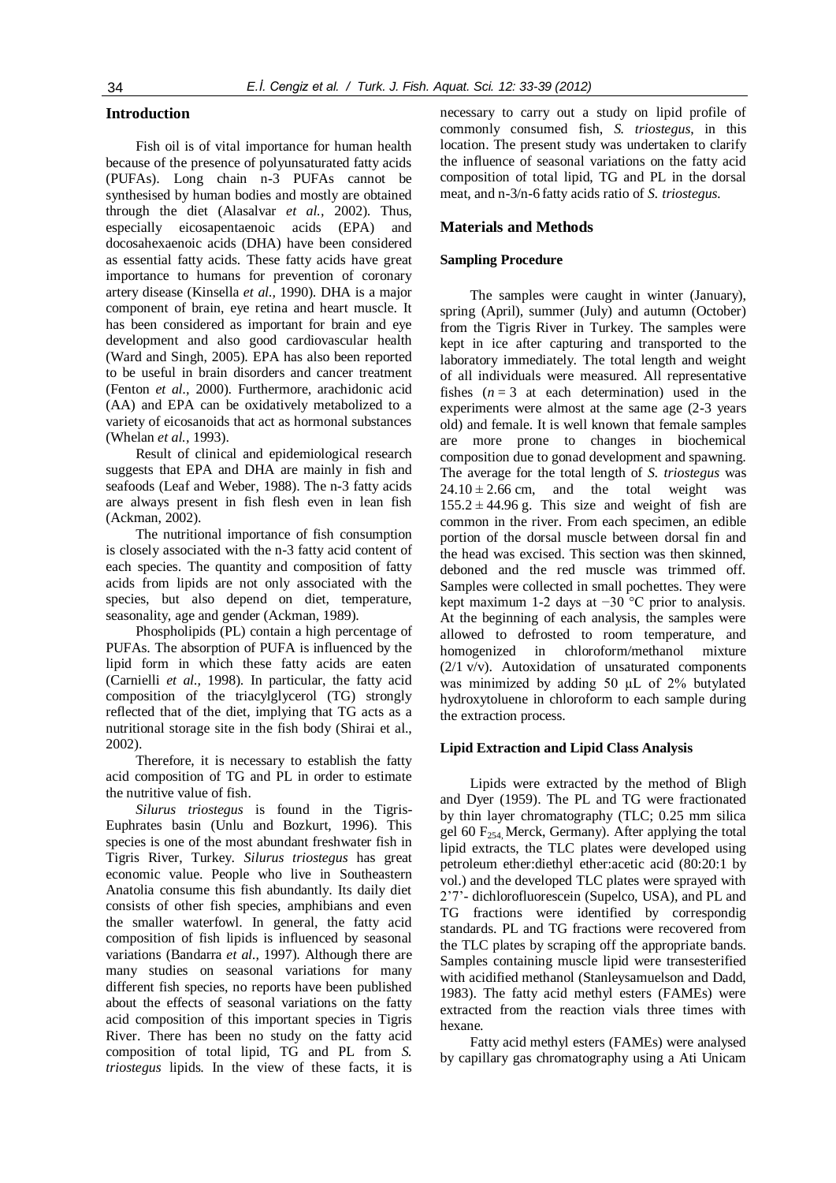## Introduction

Fish oil is of vital importance for human health because of the presence of polyunsaturated fatty acids (PUFAs). Long chain n-3 PUFAs cannot be synthesised by human bodies and mostly are obtained through the diet (Alasalvar *et al.*, 2002). Thus, especially eicosapentaenoic acids (EPA) and docosahexaenoic acids (DHA) have been considered as essential fatty acids. These fatty acids have great importance to humans for prevention of coronary artery disease (Kinsella *et al.*, 1990). DHA is a major component of brain, eye retina and heart muscle. It has been considered as important for brain and eye development and also good cardiovascular health (Ward and Singh, 2005). EPA has also been reported to be useful in brain disorders and cancer treatment (Fenton *et al.*, 2000). Furthermore, arachidonic acid (AA) and EPA can be oxidatively metabolized to a variety of eicosanoids that act as hormonal substances (Whelan *et al.*, 1993).

Result of clinical and epidemiological research suggests that EPA and DHA are mainly in fish and seafoods (Leaf and Weber, 1988). The n-3 fatty acids are always present in fish flesh even in lean fish (Ackman, 2002).

The nutritional importance of fish consumption is closely associated with the n-3 fatty acid content of each species. The quantity and composition of fatty acids from lipids are not only associated with the species, but also depend on diet, temperature, seasonality, age and gender (Ackman, 1989).

Phospholipids (PL) contain a high percentage of PUFAs. The absorption of PUFA is influenced by the lipid form in which these fatty acids are eaten (Carnielli *et al.*, 1998). In particular, the fatty acid composition of the triacylglycerol (TG) strongly reflected that of the diet, implying that TG acts as a nutritional storage site in the fish body (Shirai et al., 2002).

Therefore, it is necessary to establish the fatty acid composition of TG and PL in order to estimate the nutritive value of fish.

*Silurus triostegus* is found in the Tigris-Euphrates basin (Unlu and Bozkurt, 1996). This species is one of the most abundant freshwater fish in Tigris River, Turkey. *Silurus triostegus* has great economic value. People who live in Southeastern Anatolia consume this fish abundantly. Its daily diet consists of other fish species, amphibians and even the smaller waterfowl. In general, the fatty acid composition of fish lipids is influenced by seasonal variations (Bandarra *et al.*, 1997). Although there are many studies on seasonal variations for many different fish species, no reports have been published about the effects of seasonal variations on the fatty acid composition of this important species in Tigris River. There has been no study on the fatty acid composition of total lipid, TG and PL from *S. triostegus* lipids. In the view of these facts, it is necessary to carry out a study on lipid profile of commonly consumed fish, *S. triostegus*, in this location. The present study was undertaken to clarify the influence of seasonal variations on the fatty acid composition of total lipid, TG and PL in the dorsal meat, and n-3/n-6 fatty acids ratio of *S. triostegus.*

## Materials and Methods

### Sampling Procedure

The samples were caught in winter (January), spring (April), summer (July) and autumn (October) from the Tigris River in Turkey. The samples were kept in ice after capturing and transported to the laboratory immediately. The total length and weight of all individuals were measured. All representative fishes ($n = 3$ at each determination) used in the experiments were almost at the same age (2-3 years old) and female. It is well known that female samples are more prone to changes in biochemical composition due to gonad development and spawning. The average for the total length of *S. triostegus* was $24.10 \pm 2.66$ cm, and the total weight was $155.2 \pm 44.96$ g. This size and weight of fish are common in the river. From each specimen, an edible portion of the dorsal muscle between dorsal fin and the head was excised. This section was then skinned, deboned and the red muscle was trimmed off. Samples were collected in small pochettes. They were kept maximum 1-2 days at −30 °C prior to analysis. At the beginning of each analysis, the samples were allowed to defrosted to room temperature, and homogenized in chloroform/methanol mixture (2/1 v/v). Autoxidation of unsaturated components was minimized by adding 50 µL of 2% butylated hydroxytoluene in chloroform to each sample during the extraction process.

### Lipid Extraction and Lipid Class Analysis

Lipids were extracted by the method of Bligh and Dyer (1959). The PL and TG were fractionated by thin layer chromatography (TLC; 0.25 mm silica gel 60 $F_{254}$, Merck, Germany). After applying the total lipid extracts, the TLC plates were developed using petroleum ether:diethyl ether:acetic acid (80:20:1 by vol.) and the developed TLC plates were sprayed with 2'7'- dichlorofluorescein (Supelco, USA), and PL and TG fractions were identified by correspondig standards. PL and TG fractions were recovered from the TLC plates by scraping off the appropriate bands. Samples containing muscle lipid were transesterified with acidified methanol (Stanleysamuelson and Dadd, 1983). The fatty acid methyl esters (FAMEs) were extracted from the reaction vials three times with hexane.

Fatty acid methyl esters (FAMEs) were analysed by capillary gas chromatography using a Ati Unicam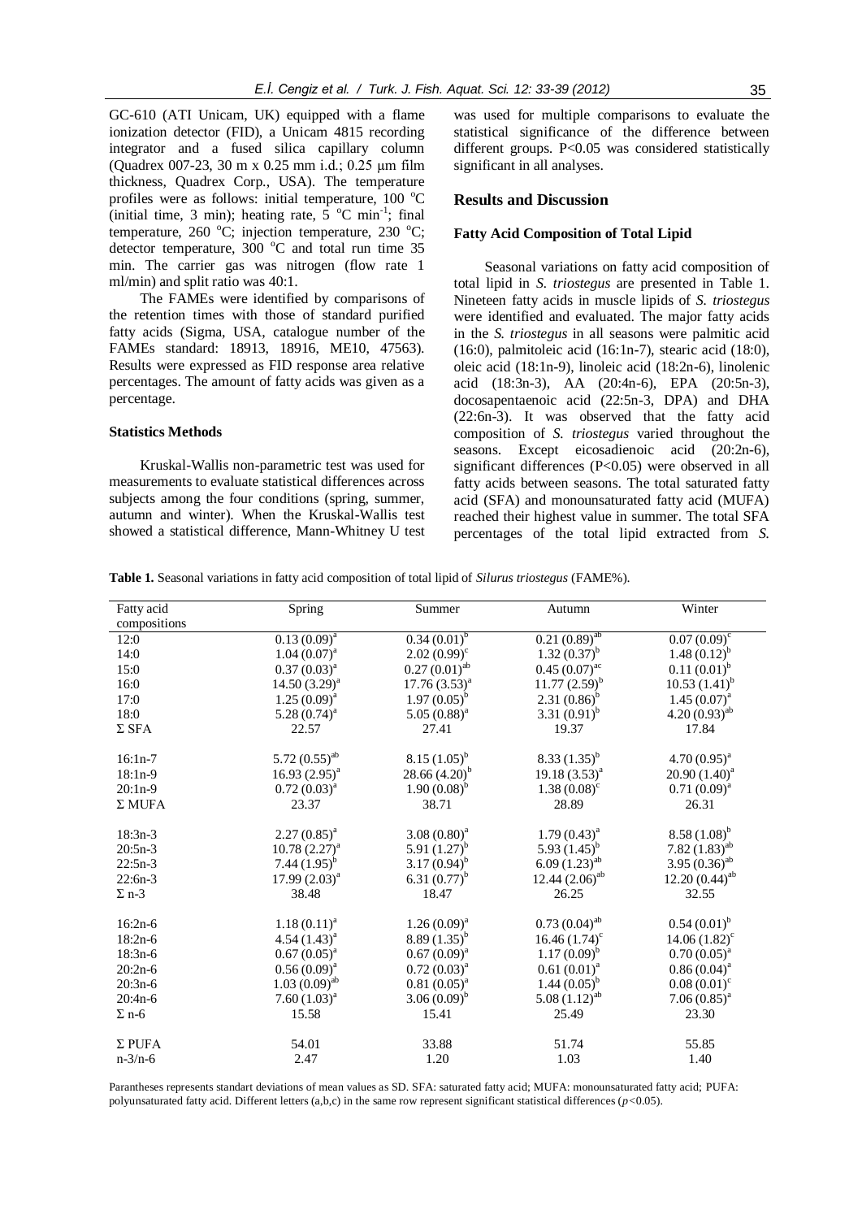GC-610 (ATI Unicam, UK) equipped with a flame ionization detector (FID), a Unicam 4815 recording integrator and a fused silica capillary column (Quadrex 007-23, 30 m x 0.25 mm i.d.; 0.25 μm film thickness, Quadrex Corp., USA). The temperature profiles were as follows: initial temperature, 100 °C (initial time, 3 min); heating rate, 5 °C min$^{-1}$; final temperature, 260 °C; injection temperature, 230 °C; detector temperature, 300 °C and total run time 35 min. The carrier gas was nitrogen (flow rate 1 ml/min) and split ratio was 40:1.

The FAMEs were identified by comparisons of the retention times with those of standard purified fatty acids (Sigma, USA, catalogue number of the FAMEs standard: 18913, 18916, ME10, 47563). Results were expressed as FID response area relative percentages. The amount of fatty acids was given as a percentage.

### Statistics Methods

Kruskal-Wallis non-parametric test was used for measurements to evaluate statistical differences across subjects among the four conditions (spring, summer, autumn and winter). When the Kruskal-Wallis test showed a statistical difference, Mann-Whitney U test was used for multiple comparisons to evaluate the statistical significance of the difference between different groups. P<0.05 was considered statistically significant in all analyses.

## Results and Discussion

### Fatty Acid Composition of Total Lipid

Seasonal variations on fatty acid composition of total lipid in *S. triostegus* are presented in Table 1. Nineteen fatty acids in muscle lipids of *S. triostegus* were identified and evaluated. The major fatty acids in the *S. triostegus* in all seasons were palmitic acid (16:0), palmitoleic acid (16:1n-7), stearic acid (18:0), oleic acid (18:1n-9), linoleic acid (18:2n-6), linolenic acid (18:3n-3), AA (20:4n-6), EPA (20:5n-3), docosapentaenoic acid (22:5n-3, DPA) and DHA (22:6n-3). It was observed that the fatty acid composition of *S. triostegus* varied throughout the seasons. Except eicosadienoic acid (20:2n-6), significant differences (P<0.05) were observed in all fatty acids between seasons. The total saturated fatty acid (SFA) and monounsaturated fatty acid (MUFA) reached their highest value in summer. The total SFA percentages of the total lipid extracted from *S.*

**Table 1.** Seasonal variations in fatty acid composition of total lipid of *Silurus triostegus* (FAME%).

| Fatty acid compositions | Spring | Summer | Autumn | Winter |
|---|---|---|---|---|
| 12:0 | 0.13 (0.09)$^{a}$ | 0.34 (0.01)$^{b}$ | 0.21 (0.89)$^{ab}$ | 0.07 (0.09)$^{c}$ |
| 14:0 | 1.04 (0.07)$^{a}$ | 2.02 (0.99)$^{c}$ | 1.32 (0.37)$^{b}$ | 1.48 (0.12)$^{b}$ |
| 15:0 | 0.37 (0.03)$^{a}$ | 0.27 (0.01)$^{ab}$ | 0.45 (0.07)$^{ac}$ | 0.11 (0.01)$^{b}$ |
| 16:0 | 14.50 (3.29)$^{a}$ | 17.76 (3.53)$^{a}$ | 11.77 (2.59)$^{b}$ | 10.53 (1.41)$^{b}$ |
| 17:0 | 1.25 (0.09)$^{a}$ | 1.97 (0.05)$^{b}$ | 2.31 (0.86)$^{b}$ | 1.45 (0.07)$^{a}$ |
| 18:0 | 5.28 (0.74)$^{a}$ | 5.05 (0.88)$^{a}$ | 3.31 (0.91)$^{b}$ | 4.20 (0.93)$^{ab}$ |
| Σ SFA | 22.57 | 27.41 | 19.37 | 17.84 |
| 16:1n-7 | 5.72 (0.55)$^{ab}$ | 8.15 (1.05)$^{b}$ | 8.33 (1.35)$^{b}$ | 4.70 (0.95)$^{a}$ |
| 18:1n-9 | 16.93 (2.95)$^{a}$ | 28.66 (4.20)$^{b}$ | 19.18 (3.53)$^{a}$ | 20.90 (1.40)$^{a}$ |
| 20:1n-9 | 0.72 (0.03)$^{a}$ | 1.90 (0.08)$^{b}$ | 1.38 (0.08)$^{c}$ | 0.71 (0.09)$^{a}$ |
| Σ MUFA | 23.37 | 38.71 | 28.89 | 26.31 |
| 18:3n-3 | 2.27 (0.85)$^{a}$ | 3.08 (0.80)$^{a}$ | 1.79 (0.43)$^{a}$ | 8.58 (1.08)$^{b}$ |
| 20:5n-3 | 10.78 (2.27)$^{a}$ | 5.91 (1.27)$^{b}$ | 5.93 (1.45)$^{b}$ | 7.82 (1.83)$^{ab}$ |
| 22:5n-3 | 7.44 (1.95)$^{b}$ | 3.17 (0.94)$^{b}$ | 6.09 (1.23)$^{ab}$ | 3.95 (0.36)$^{ab}$ |
| 22:6n-3 | 17.99 (2.03)$^{a}$ | 6.31 (0.77)$^{b}$ | 12.44 (2.06)$^{ab}$ | 12.20 (0.44)$^{ab}$ |
| Σ n-3 | 38.48 | 18.47 | 26.25 | 32.55 |
| 16:2n-6 | 1.18 (0.11)$^{a}$ | 1.26 (0.09)$^{a}$ | 0.73 (0.04)$^{ab}$ | 0.54 (0.01)$^{b}$ |
| 18:2n-6 | 4.54 (1.43)$^{a}$ | 8.89 (1.35)$^{b}$ | 16.46 (1.74)$^{c}$ | 14.06 (1.82)$^{c}$ |
| 18:3n-6 | 0.67 (0.05)$^{a}$ | 0.67 (0.09)$^{a}$ | 1.17 (0.09)$^{b}$ | 0.70 (0.05)$^{a}$ |
| 20:2n-6 | 0.56 (0.09)$^{a}$ | 0.72 (0.03)$^{a}$ | 0.61 (0.01)$^{a}$ | 0.86 (0.04)$^{a}$ |
| 20:3n-6 | 1.03 (0.09)$^{ab}$ | 0.81 (0.05)$^{a}$ | 1.44 (0.05)$^{b}$ | 0.08 (0.01)$^{c}$ |
| 20:4n-6 | 7.60 (1.03)$^{a}$ | 3.06 (0.09)$^{b}$ | 5.08 (1.12)$^{ab}$ | 7.06 (0.85)$^{a}$ |
| Σ n-6 | 15.58 | 15.41 | 25.49 | 23.30 |
| Σ PUFA | 54.01 | 33.88 | 51.74 | 55.85 |
| n-3/n-6 | 2.47 | 1.20 | 1.03 | 1.40 |

Parantheses represents standart deviations of mean values as SD. SFA: saturated fatty acid; MUFA: monounsaturated fatty acid; PUFA: polyunsaturated fatty acid. Different letters (a,b,c) in the same row represent significant statistical differences ($p$<0.05).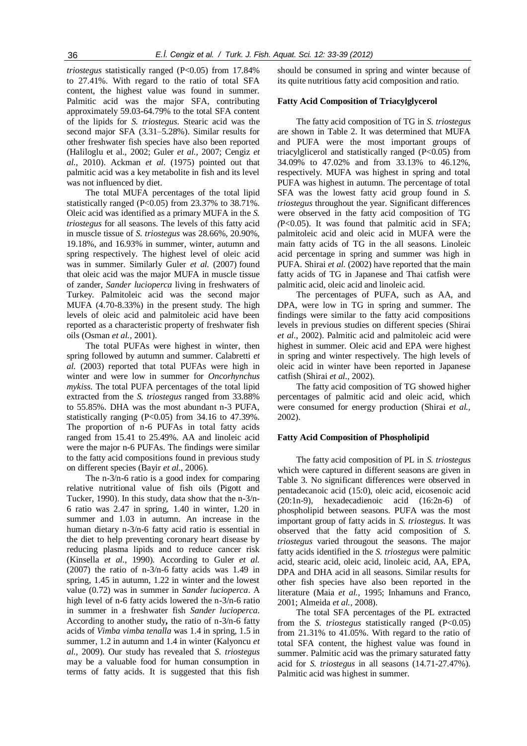*triostegus* statistically ranged ($P<0.05$) from 17.84% to 27.41%. With regard to the ratio of total SFA content, the highest value was found in summer. Palmitic acid was the major SFA, contributing approximately 59.03-64.79% to the total SFA content of the lipids for *S. triostegus*. Stearic acid was the second major SFA (3.31–5.28%). Similar results for other freshwater fish species have also been reported (Haliloglu et al., 2002; Guler *et al.,* 2007; Cengiz *et al.,* 2010). Ackman *et al.* (1975) pointed out that palmitic acid was a key metabolite in fish and its level was not influenced by diet.

The total MUFA percentages of the total lipid statistically ranged ($P<0.05$) from 23.37% to 38.71%. Oleic acid was identified as a primary MUFA in the *S. triostegus* for all seasons. The levels of this fatty acid in muscle tissue of *S. triostegus* was 28.66%, 20.90%, 19.18%, and 16.93% in summer, winter, autumn and spring respectively. The highest level of oleic acid was in summer. Similarly Guler *et al.* (2007) found that oleic acid was the major MUFA in muscle tissue of zander, *Sander lucioperca* living in freshwaters of Turkey. Palmitoleic acid was the second major MUFA (4.70-8.33%) in the present study. The high levels of oleic acid and palmitoleic acid have been reported as a characteristic property of freshwater fish oils (Osman *et al.,* 2001).

The total PUFAs were highest in winter, then spring followed by autumn and summer. Calabretti *et al.* (2003) reported that total PUFAs were high in winter and were low in summer for *Oncorhynchus mykiss*. The total PUFA percentages of the total lipid extracted from the *S. triostegus* ranged from 33.88% to 55.85%. DHA was the most abundant n-3 PUFA, statistically ranging ($P<0.05$) from 34.16 to 47.39%. The proportion of n-6 PUFAs in total fatty acids ranged from 15.41 to 25.49%. AA and linoleic acid were the major n-6 PUFAs. The findings were similar to the fatty acid compositions found in previous study on different species (Bayir *et al.,* 2006).

The n-3/n-6 ratio is a good index for comparing relative nutritional value of fish oils (Pigott and Tucker, 1990). In this study, data show that the n-3/n-6 ratio was 2.47 in spring, 1.40 in winter, 1.20 in summer and 1.03 in autumn. An increase in the human dietary n-3/n-6 fatty acid ratio is essential in the diet to help preventing coronary heart disease by reducing plasma lipids and to reduce cancer risk (Kinsella *et al.,* 1990). According to Guler *et al.* (2007) the ratio of n-3/n-6 fatty acids was 1.49 in spring, 1.45 in autumn, 1.22 in winter and the lowest value (0.72) was in summer in *Sander lucioperca*. A high level of n-6 fatty acids lowered the n-3/n-6 ratio in summer in a freshwater fish *Sander lucioperca*. According to another study**,** the ratio of n-3/n-6 fatty acids of *Vimba vimba tenalla* was 1.4 in spring, 1.5 in summer, 1.2 in autumn and 1.4 in winter (Kalyoncu *et al.,* 2009). Our study has revealed that *S. triostegus* may be a valuable food for human consumption in terms of fatty acids. It is suggested that this fish should be consumed in spring and winter because of its quite nutritious fatty acid composition and ratio.

### Fatty Acid Composition of Triacylglycerol

The fatty acid composition of TG in *S. triostegus* are shown in Table 2. It was determined that MUFA and PUFA were the most important groups of triacylglicerol and statistically ranged ($P<0.05$) from 34.09% to 47.02% and from 33.13% to 46.12%, respectively. MUFA was highest in spring and total PUFA was highest in autumn. The percentage of total SFA was the lowest fatty acid group found in *S. triostegus* throughout the year. Significant differences were observed in the fatty acid composition of TG ($P<0.05$). It was found that palmitic acid in SFA; palmitoleic acid and oleic acid in MUFA were the main fatty acids of TG in the all seasons. Linoleic acid percentage in spring and summer was high in PUFA. Shirai *et al.* (2002) have reported that the main fatty acids of TG in Japanese and Thai catfish were palmitic acid, oleic acid and linoleic acid.

The percentages of PUFA, such as AA, and DPA, were low in TG in spring and summer. The findings were similar to the fatty acid compositions levels in previous studies on different species (Shirai *et al.,* 2002). Palmitic acid and palmitoleic acid were highest in summer. Oleic acid and EPA were highest in spring and winter respectively. The high levels of oleic acid in winter have been reported in Japanese catfish (Shirai *et al.,* 2002).

The fatty acid composition of TG showed higher percentages of palmitic acid and oleic acid, which were consumed for energy production (Shirai *et al.,* 2002).

### Fatty Acid Composition of Phospholipid

The fatty acid composition of PL in *S. triostegus* which were captured in different seasons are given in Table 3. No significant differences were observed in pentadecanoic acid (15:0), oleic acid, eicosenoic acid (20:1n-9), hexadecadienoic acid (16:2n-6) of phospholipid between seasons. PUFA was the most important group of fatty acids in *S. triostegus*. It was observed that the fatty acid composition of *S. triostegus* varied througout the seasons. The major fatty acids identified in the *S. triostegus* were palmitic acid, stearic acid, oleic acid, linoleic acid, AA, EPA, DPA and DHA acid in all seasons. Similar results for other fish species have also been reported in the literature (Maia *et al.,* 1995; Inhamuns and Franco, 2001; Almeida *et al.,* 2008).

The total SFA percentages of the PL extracted from the *S. triostegus* statistically ranged ($P<0.05$) from 21.31% to 41.05%. With regard to the ratio of total SFA content, the highest value was found in summer. Palmitic acid was the primary saturated fatty acid for *S. triostegus* in all seasons (14.71-27.47%). Palmitic acid was highest in summer.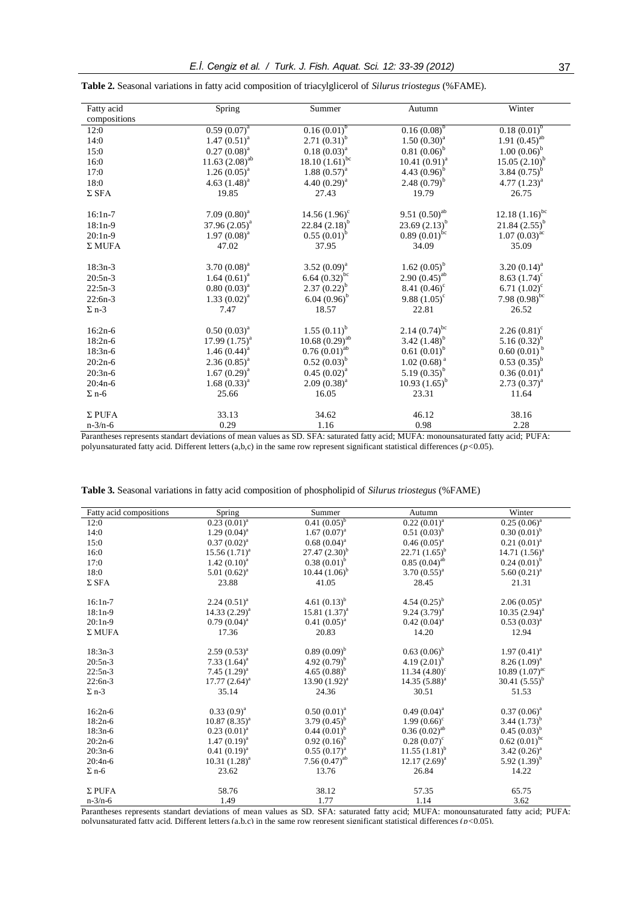**Table 2.** Seasonal variations in fatty acid composition of triacylglicerol of *Silurus triostegus* (%FAME).

| Fatty acid compositions | Spring | Summer | Autumn | Winter |
|---|---|---|---|---|
| 12:0 | 0.59 (0.07)$^{a}$ | 0.16 (0.01)$^{b}$ | 0.16 (0.08)$^{b}$ | 0.18 (0.01)$^{b}$ |
| 14:0 | 1.47 (0.51)$^{a}$ | 2.71 (0.31)$^{b}$ | 1.50 (0.30)$^{a}$ | 1.91 (0.45)$^{ab}$ |
| 15:0 | 0.27 (0.08)$^{a}$ | 0.18 (0.03)$^{a}$ | 0.81 (0.06)$^{b}$ | 1.00 (0.06)$^{b}$ |
| 16:0 | 11.63 (2.08)$^{ab}$ | 18.10 (1.61)$^{bc}$ | 10.41 (0.91)$^{a}$ | 15.05 (2.10)$^{b}$ |
| 17:0 | 1.26 (0.05)$^{a}$ | 1.88 (0.57)$^{a}$ | 4.43 (0.96)$^{b}$ | 3.84 (0.75)$^{b}$ |
| 18:0 | 4.63 (1.48)$^{a}$ | 4.40 (0.29)$^{a}$ | 2.48 (0.79)$^{b}$ | 4.77 (1.23)$^{a}$ |
| Σ SFA | 19.85 | 27.43 | 19.79 | 26.75 |
| 16:1n-7 | 7.09 (0.80)$^{a}$ | 14.56 (1.96)$^{c}$ | 9.51 (0.50)$^{ab}$ | 12.18 (1.16)$^{bc}$ |
| 18:1n-9 | 37.96 (2.05)$^{a}$ | 22.84 (2.18)$^{b}$ | 23.69 (2.13)$^{b}$ | 21.84 (2.55)$^{b}$ |
| 20:1n-9 | 1.97 (0.08)$^{a}$ | 0.55 (0.01)$^{b}$ | 0.89 (0.01)$^{bc}$ | 1.07 (0.03)$^{ac}$ |
| Σ MUFA | 47.02 | 37.95 | 34.09 | 35.09 |
| 18:3n-3 | 3.70 (0.08)$^{a}$ | 3.52 (0.09)$^{a}$ | 1.62 (0.05)$^{b}$ | 3.20 (0.14)$^{a}$ |
| 20:5n-3 | 1.64 (0.61)$^{a}$ | 6.64 (0.32)$^{bc}$ | 2.90 (0.45)$^{ab}$ | 8.63 (1.74)$^{c}$ |
| 22:5n-3 | 0.80 (0.03)$^{a}$ | 2.37 (0.22)$^{b}$ | 8.41 (0.46)$^{c}$ | 6.71 (1.02)$^{c}$ |
| 22:6n-3 | 1.33 (0.02)$^{a}$ | 6.04 (0.96)$^{b}$ | 9.88 (1.05)$^{c}$ | 7.98 (0.98)$^{bc}$ |
| Σ n-3 | 7.47 | 18.57 | 22.81 | 26.52 |
| 16:2n-6 | 0.50 (0.03)$^{a}$ | 1.55 (0.11)$^{b}$ | 2.14 (0.74)$^{bc}$ | 2.26 (0.81)$^{c}$ |
| 18:2n-6 | 17.99 (1.75)$^{a}$ | 10.68 (0.29)$^{ab}$ | 3.42 (1.48)$^{b}$ | 5.16 (0.32)$^{b}$ |
| 18:3n-6 | 1.46 (0.44)$^{a}$ | 0.76 (0.01)$^{ab}$ | 0.61 (0.01)$^{b}$ | 0.60 (0.01)$^{b}$ |
| 20:2n-6 | 2.36 (0.85)$^{a}$ | 0.52 (0.03)$^{b}$ | 1.02 (0.68)$^{a}$ | 0.53 (0.35)$^{b}$ |
| 20:3n-6 | 1.67 (0.29)$^{a}$ | 0.45 (0.02)$^{a}$ | 5.19 (0.35)$^{b}$ | 0.36 (0.01)$^{a}$ |
| 20:4n-6 | 1.68 (0.33)$^{a}$ | 2.09 (0.38)$^{a}$ | 10.93 (1.65)$^{b}$ | 2.73 (0.37)$^{a}$ |
| Σ n-6 | 25.66 | 16.05 | 23.31 | 11.64 |
| Σ PUFA | 33.13 | 34.62 | 46.12 | 38.16 |
| n-3/n-6 | 0.29 | 1.16 | 0.98 | 2.28 |

Parantheses represents standart deviations of mean values as SD. SFA: saturated fatty acid; MUFA: monounsaturated fatty acid; PUFA: polyunsaturated fatty acid. Different letters (a,b,c) in the same row represent significant statistical differences ($p$<0.05).

**Table 3.** Seasonal variations in fatty acid composition of phospholipid of *Silurus triostegus* (%FAME)

| Fatty acid compositions | Spring | Summer | Autumn | Winter |
|---|---|---|---|---|
| 12:0 | 0.23 (0.01)$^{a}$ | 0.41 (0.05)$^{b}$ | 0.22 (0.01)$^{a}$ | 0.25 (0.06)$^{a}$ |
| 14:0 | 1.29 (0.04)$^{a}$ | 1.67 (0.07)$^{a}$ | 0.51 (0.03)$^{b}$ | 0.30 (0.01)$^{b}$ |
| 15:0 | 0.37 (0.02)$^{a}$ | 0.68 (0.04)$^{a}$ | 0.46 (0.05)$^{a}$ | 0.21 (0.01)$^{a}$ |
| 16:0 | 15.56 (1.71)$^{a}$ | 27.47 (2.30)$^{b}$ | 22.71 (1.65)$^{b}$ | 14.71 (1.56)$^{a}$ |
| 17:0 | 1.42 (0.10)$^{a}$ | 0.38 (0.01)$^{b}$ | 0.85 (0.04)$^{ab}$ | 0.24 (0.01)$^{b}$ |
| 18:0 | 5.01 (0.62)$^{a}$ | 10.44 (1.06)$^{b}$ | 3.70 (0.55)$^{a}$ | 5.60 (0.21)$^{a}$ |
| Σ SFA | 23.88 | 41.05 | 28.45 | 21.31 |
| 16:1n-7 | 2.24 (0.51)$^{a}$ | 4.61 (0.13)$^{b}$ | 4.54 (0.25)$^{b}$ | 2.06 (0.05)$^{a}$ |
| 18:1n-9 | 14.33 (2.29)$^{a}$ | 15.81 (1.37)$^{a}$ | 9.24 (3.79)$^{a}$ | 10.35 (2.94)$^{a}$ |
| 20:1n-9 | 0.79 (0.04)$^{a}$ | 0.41 (0.05)$^{a}$ | 0.42 (0.04)$^{a}$ | 0.53 (0.03)$^{a}$ |
| Σ MUFA | 17.36 | 20.83 | 14.20 | 12.94 |
| 18:3n-3 | 2.59 (0.53)$^{a}$ | 0.89 (0.09)$^{b}$ | 0.63 (0.06)$^{b}$ | 1.97 (0.41)$^{a}$ |
| 20:5n-3 | 7.33 (1.64)$^{a}$ | 4.92 (0.79)$^{b}$ | 4.19 (2.01)$^{b}$ | 8.26 (1.09)$^{a}$ |
| 22:5n-3 | 7.45 (1.29)$^{a}$ | 4.65 (0.88)$^{b}$ | 11.34 (4.80)$^{c}$ | 10.89 (1.07)$^{ac}$ |
| 22:6n-3 | 17.77 (2.64)$^{a}$ | 13.90 (1.92)$^{a}$ | 14.35 (5.88)$^{a}$ | 30.41 (5.55)$^{b}$ |
| Σ n-3 | 35.14 | 24.36 | 30.51 | 51.53 |
| 16:2n-6 | 0.33 (0.9)$^{a}$ | 0.50 (0.01)$^{a}$ | 0.49 (0.04)$^{a}$ | 0.37 (0.06)$^{a}$ |
| 18:2n-6 | 10.87 (8.35)$^{a}$ | 3.79 (0.45)$^{b}$ | 1.99 (0.66)$^{c}$ | 3.44 (1.73)$^{b}$ |
| 18:3n-6 | 0.23 (0.01)$^{a}$ | 0.44 (0.01)$^{b}$ | 0.36 (0.02)$^{ab}$ | 0.45 (0.03)$^{b}$ |
| 20:2n-6 | 1.47 (0.19)$^{a}$ | 0.92 (0.16)$^{b}$ | 0.28 (0.07)$^{c}$ | 0.62 (0.01)$^{bc}$ |
| 20:3n-6 | 0.41 (0.19)$^{a}$ | 0.55 (0.17)$^{a}$ | 11.55 (1.81)$^{b}$ | 3.42 (0.26)$^{a}$ |
| 20:4n-6 | 10.31 (1.28)$^{a}$ | 7.56 (0.47)$^{ab}$ | 12.17 (2.69)$^{a}$ | 5.92 (1.39)$^{b}$ |
| Σ n-6 | 23.62 | 13.76 | 26.84 | 14.22 |
| Σ PUFA | 58.76 | 38.12 | 57.35 | 65.75 |
| n-3/n-6 | 1.49 | 1.77 | 1.14 | 3.62 |

Parantheses represents standart deviations of mean values as SD. SFA: saturated fatty acid; MUFA: monounsaturated fatty acid; PUFA: polyunsaturated fatty acid. Different letters (a,b,c) in the same row represent significant statistical differences ($p$<0.05).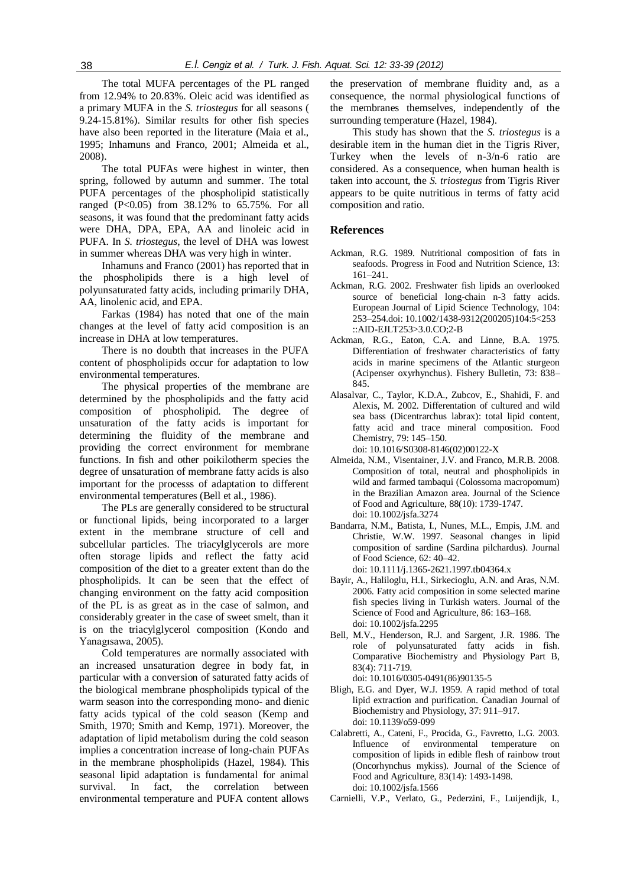The total MUFA percentages of the PL ranged from 12.94% to 20.83%. Oleic acid was identified as a primary MUFA in the *S. triostegus* for all seasons ( 9.24-15.81%). Similar results for other fish species have also been reported in the literature (Maia et al., 1995; Inhamuns and Franco, 2001; Almeida et al., 2008).

The total PUFAs were highest in winter, then spring, followed by autumn and summer. The total PUFA percentages of the phospholipid statistically ranged ($P<0.05$) from 38.12% to 65.75%. For all seasons, it was found that the predominant fatty acids were DHA, DPA, EPA, AA and linoleic acid in PUFA. In *S. triostegus*, the level of DHA was lowest in summer whereas DHA was very high in winter.

Inhamuns and Franco (2001) has reported that in the phospholipids there is a high level of polyunsaturated fatty acids, including primarily DHA, AA, linolenic acid, and EPA.

Farkas (1984) has noted that one of the main changes at the level of fatty acid composition is an increase in DHA at low temperatures.

There is no doubth that increases in the PUFA content of phospholipids occur for adaptation to low environmental temperatures.

The physical properties of the membrane are determined by the phospholipids and the fatty acid composition of phospholipid. The degree of unsaturation of the fatty acids is important for determining the fluidity of the membrane and providing the correct environment for membrane functions. In fish and other poikilotherm species the degree of unsaturation of membrane fatty acids is also important for the processs of adaptation to different environmental temperatures (Bell et al., 1986).

The PLs are generally considered to be structural or functional lipids, being incorporated to a larger extent in the membrane structure of cell and subcellular particles. The triacylglycerols are more often storage lipids and reflect the fatty acid composition of the diet to a greater extent than do the phospholipids. It can be seen that the effect of changing environment on the fatty acid composition of the PL is as great as in the case of salmon, and considerably greater in the case of sweet smelt, than it is on the triacylglycerol composition (Kondo and Yanagısawa, 2005).

Cold temperatures are normally associated with an increased unsaturation degree in body fat, in particular with a conversion of saturated fatty acids of the biological membrane phospholipids typical of the warm season into the corresponding mono- and dienic fatty acids typical of the cold season (Kemp and Smith, 1970; Smith and Kemp, 1971). Moreover, the adaptation of lipid metabolism during the cold season implies a concentration increase of long-chain PUFAs in the membrane phospholipids (Hazel, 1984). This seasonal lipid adaptation is fundamental for animal survival. In fact, the correlation between environmental temperature and PUFA content allows the preservation of membrane fluidity and, as a consequence, the normal physiological functions of the membranes themselves, independently of the surrounding temperature (Hazel, 1984).

This study has shown that the *S. triostegus* is a desirable item in the human diet in the Tigris River, Turkey when the levels of n-3/n-6 ratio are considered. As a consequence, when human health is taken into account, the *S. triostegus* from Tigris River appears to be quite nutritious in terms of fatty acid composition and ratio.

## References

Ackman, R.G. 1989. Nutritional composition of fats in seafoods. Progress in Food and Nutrition Science, 13: 161–241.

Ackman, R.G. 2002. Freshwater fish lipids an overlooked source of beneficial long-chain n-3 fatty acids. European Journal of Lipid Science Technology, 104: 253–254.doi: 10.1002/1438-9312(200205)104:5<253::AID-EJLT253>3.0.CO;2-B

Ackman, R.G., Eaton, C.A. and Linne, B.A. 1975. Differentiation of freshwater characteristics of fatty acids in marine specimens of the Atlantic sturgeon (Acipenser oxyrhynchus). Fishery Bulletin, 73: 838–845.

Alasalvar, C., Taylor, K.D.A., Zubcov, E., Shahidi, F. and Alexis, M. 2002. Differentation of cultured and wild sea bass (Dicentrarchus labrax): total lipid content, fatty acid and trace mineral composition. Food Chemistry, 79: 145–150. doi: 10.1016/S0308-8146(02)00122-X

Almeida, N.M., Visentainer, J.V. and Franco, M.R.B. 2008. Composition of total, neutral and phospholipids in wild and farmed tambaqui (Colossoma macropomum) in the Brazilian Amazon area. Journal of the Science of Food and Agriculture, 88(10): 1739-1747. doi: 10.1002/jsfa.3274

Bandarra, N.M., Batista, I., Nunes, M.L., Empis, J.M. and Christie, W.W. 1997. Seasonal changes in lipid composition of sardine (Sardina pilchardus). Journal of Food Science, 62: 40–42. doi: 10.1111/j.1365-2621.1997.tb04364.x

Bayir, A., Haliloglu, H.I., Sirkecioglu, A.N. and Aras, N.M. 2006. Fatty acid composition in some selected marine fish species living in Turkish waters. Journal of the Science of Food and Agriculture, 86: 163–168. doi: 10.1002/jsfa.2295

Bell, M.V., Henderson, R.J. and Sargent, J.R. 1986. The role of polyunsaturated fatty acids in fish. Comparative Biochemistry and Physiology Part B, 83(4): 711-719. doi: 10.1016/0305-0491(86)90135-5

Bligh, E.G. and Dyer, W.J. 1959. A rapid method of total lipid extraction and purification. Canadian Journal of Biochemistry and Physiology, 37: 911–917. doi: 10.1139/o59-099

Calabretti, A., Cateni, F., Procida, G., Favretto, L.G. 2003. Influence of environmental temperature on composition of lipids in edible flesh of rainbow trout (Oncorhynchus mykiss). Journal of the Science of Food and Agriculture, 83(14): 1493-1498. doi: 10.1002/jsfa.1566

Carnielli, V.P., Verlato, G., Pederzini, F., Luijendijk, I.,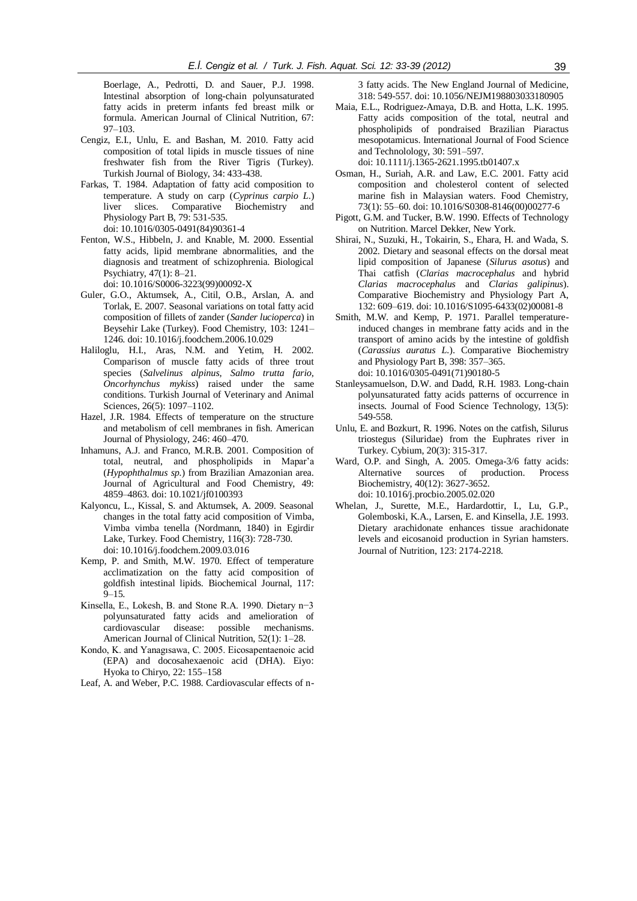Boerlage, A., Pedrotti, D. and Sauer, P.J. 1998. Intestinal absorption of long-chain polyunsaturated fatty acids in preterm infants fed breast milk or formula. American Journal of Clinical Nutrition, 67: 97–103.

Cengiz, E.I., Unlu, E. and Bashan, M. 2010. Fatty acid composition of total lipids in muscle tissues of nine freshwater fish from the River Tigris (Turkey). Turkish Journal of Biology, 34: 433-438.

Farkas, T. 1984. Adaptation of fatty acid composition to temperature. A study on carp (*Cyprinus carpio L.*) liver slices. Comparative Biochemistry and Physiology Part B, 79: 531-535. doi: 10.1016/0305-0491(84)90361-4

Fenton, W.S., Hibbeln, J. and Knable, M. 2000. Essential fatty acids, lipid membrane abnormalities, and the diagnosis and treatment of schizophrenia. Biological Psychiatry, 47(1): 8–21. doi: 10.1016/S0006-3223(99)00092-X

Guler, G.O., Aktumsek, A., Citil, O.B., Arslan, A. and Torlak, E. 2007. Seasonal variations on total fatty acid composition of fillets of zander (*Sander lucioperca*) in Beysehir Lake (Turkey). Food Chemistry, 103: 1241–1246. doi: 10.1016/j.foodchem.2006.10.029

Haliloglu, H.I., Aras, N.M. and Yetim, H. 2002. Comparison of muscle fatty acids of three trout species (*Salvelinus alpinus, Salmo trutta fario, Oncorhynchus mykiss*) raised under the same conditions. Turkish Journal of Veterinary and Animal Sciences, 26(5): 1097–1102.

Hazel, J.R. 1984. Effects of temperature on the structure and metabolism of cell membranes in fish. American Journal of Physiology, 246: 460–470.

Inhamuns, A.J. and Franco, M.R.B. 2001. Composition of total, neutral, and phospholipids in Mapar'a (*Hypophthalmus sp.*) from Brazilian Amazonian area. Journal of Agricultural and Food Chemistry, 49: 4859–4863. doi: 10.1021/jf0100393

Kalyoncu, L., Kissal, S. and Aktumsek, A. 2009. Seasonal changes in the total fatty acid composition of Vimba, Vimba vimba tenella (Nordmann, 1840) in Egirdir Lake, Turkey. Food Chemistry, 116(3): 728-730. doi: 10.1016/j.foodchem.2009.03.016

Kemp, P. and Smith, M.W. 1970. Effect of temperature acclimatization on the fatty acid composition of goldfish intestinal lipids. Biochemical Journal, 117: 9–15.

Kinsella, E., Lokesh, B. and Stone R.A. 1990. Dietary n−3 polyunsaturated fatty acids and amelioration of cardiovascular disease: possible mechanisms. American Journal of Clinical Nutrition, 52(1): 1–28.

Kondo, K. and Yanagısawa, C. 2005. Eicosapentaenoic acid (EPA) and docosahexaenoic acid (DHA). Eiyo: Hyoka to Chiryo, 22: 155–158

Leaf, A. and Weber, P.C. 1988. Cardiovascular effects of n-3 fatty acids. The New England Journal of Medicine, 318: 549-557. doi: 10.1056/NEJM198803033180905

Maia, E.L., Rodriguez-Amaya, D.B. and Hotta, L.K. 1995. Fatty acids composition of the total, neutral and phospholipids of pondraised Brazilian Piaractus mesopotamicus. International Journal of Food Science and Technolology, 30: 591–597. doi: 10.1111/j.1365-2621.1995.tb01407.x

Osman, H., Suriah, A.R. and Law, E.C. 2001. Fatty acid composition and cholesterol content of selected marine fish in Malaysian waters. Food Chemistry, 73(1): 55–60. doi: 10.1016/S0308-8146(00)00277-6

Pigott, G.M. and Tucker, B.W. 1990. Effects of Technology on Nutrition. Marcel Dekker, New York.

Shirai, N., Suzuki, H., Tokairin, S., Ehara, H. and Wada, S. 2002. Dietary and seasonal effects on the dorsal meat lipid composition of Japanese (*Silurus asotus*) and Thai catfish (*Clarias macrocephalus* and hybrid *Clarias macrocephalus* and *Clarias galipinus*). Comparative Biochemistry and Physiology Part A, 132: 609–619. doi: 10.1016/S1095-6433(02)00081-8

Smith, M.W. and Kemp, P. 1971. Parallel temperature-induced changes in membrane fatty acids and in the transport of amino acids by the intestine of goldfish (*Carassius auratus L.*). Comparative Biochemistry and Physiology Part B, 398: 357–365. doi: 10.1016/0305-0491(71)90180-5

Stanleysamuelson, D.W. and Dadd, R.H. 1983. Long-chain polyunsaturated fatty acids patterns of occurrence in insects. Journal of Food Science Technology, 13(5): 549-558.

Unlu, E. and Bozkurt, R. 1996. Notes on the catfish, Silurus triostegus (Siluridae) from the Euphrates river in Turkey. Cybium, 20(3): 315-317.

Ward, O.P. and Singh, A. 2005. Omega-3/6 fatty acids: Alternative sources of production. Process Biochemistry, 40(12): 3627-3652. doi: 10.1016/j.procbio.2005.02.020

Whelan, J., Surette, M.E., Hardardottir, I., Lu, G.P., Golemboski, K.A., Larsen, E. and Kinsella, J.E. 1993. Dietary arachidonate enhances tissue arachidonate levels and eicosanoid production in Syrian hamsters. Journal of Nutrition, 123: 2174-2218.